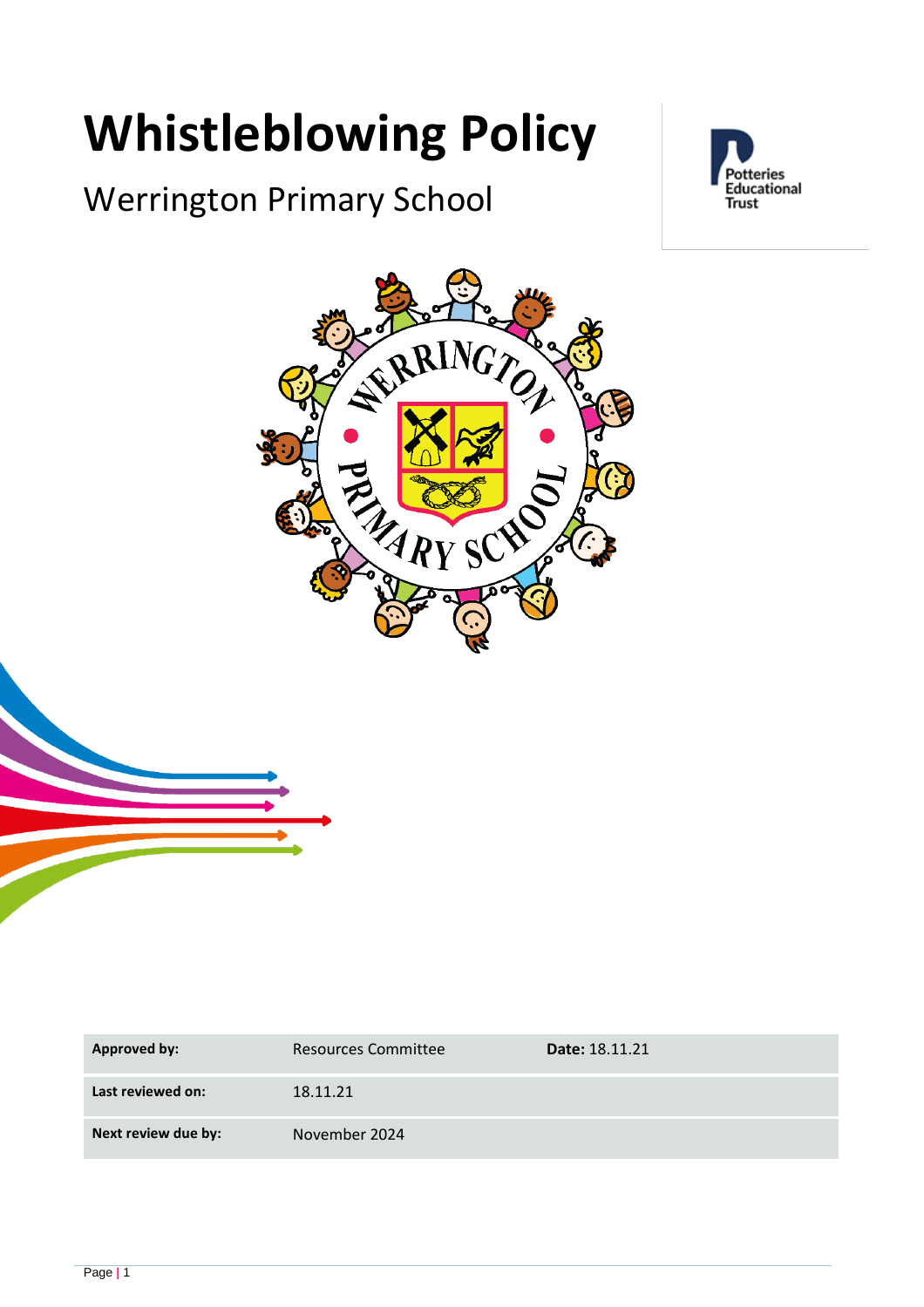# Whistleblowing Policy

Werrington Primary School

| Approved by: | Resources Committee | Date: 18.11.21 |
|---|---|---|
| Last reviewed on: | 18.11.21 | |
| Next review due by: | November 2024 | |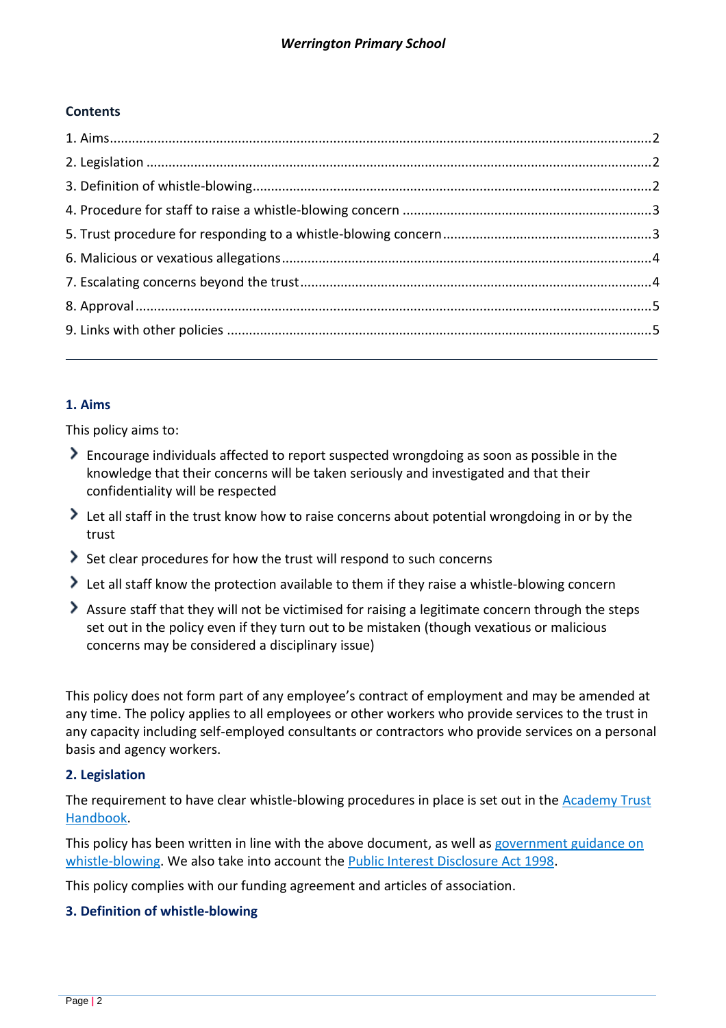**Contents**

1. Aims....2
2. Legislation....2
3. Definition of whistle-blowing....2
4. Procedure for staff to raise a whistle-blowing concern....3
5. Trust procedure for responding to a whistle-blowing concern....3
6. Malicious or vexatious allegations....4
7. Escalating concerns beyond the trust....4
8. Approval....5
9. Links with other policies....5

---

## 1. Aims

This policy aims to:

- Encourage individuals affected to report suspected wrongdoing as soon as possible in the knowledge that their concerns will be taken seriously and investigated and that their confidentiality will be respected
- Let all staff in the trust know how to raise concerns about potential wrongdoing in or by the trust
- Set clear procedures for how the trust will respond to such concerns
- Let all staff know the protection available to them if they raise a whistle-blowing concern
- Assure staff that they will not be victimised for raising a legitimate concern through the steps set out in the policy even if they turn out to be mistaken (though vexatious or malicious concerns may be considered a disciplinary issue)

This policy does not form part of any employee's contract of employment and may be amended at any time. The policy applies to all employees or other workers who provide services to the trust in any capacity including self-employed consultants or contractors who provide services on a personal basis and agency workers.

## 2. Legislation

The requirement to have clear whistle-blowing procedures in place is set out in the Academy Trust Handbook.

This policy has been written in line with the above document, as well as government guidance on whistle-blowing. We also take into account the Public Interest Disclosure Act 1998.

This policy complies with our funding agreement and articles of association.

## 3. Definition of whistle-blowing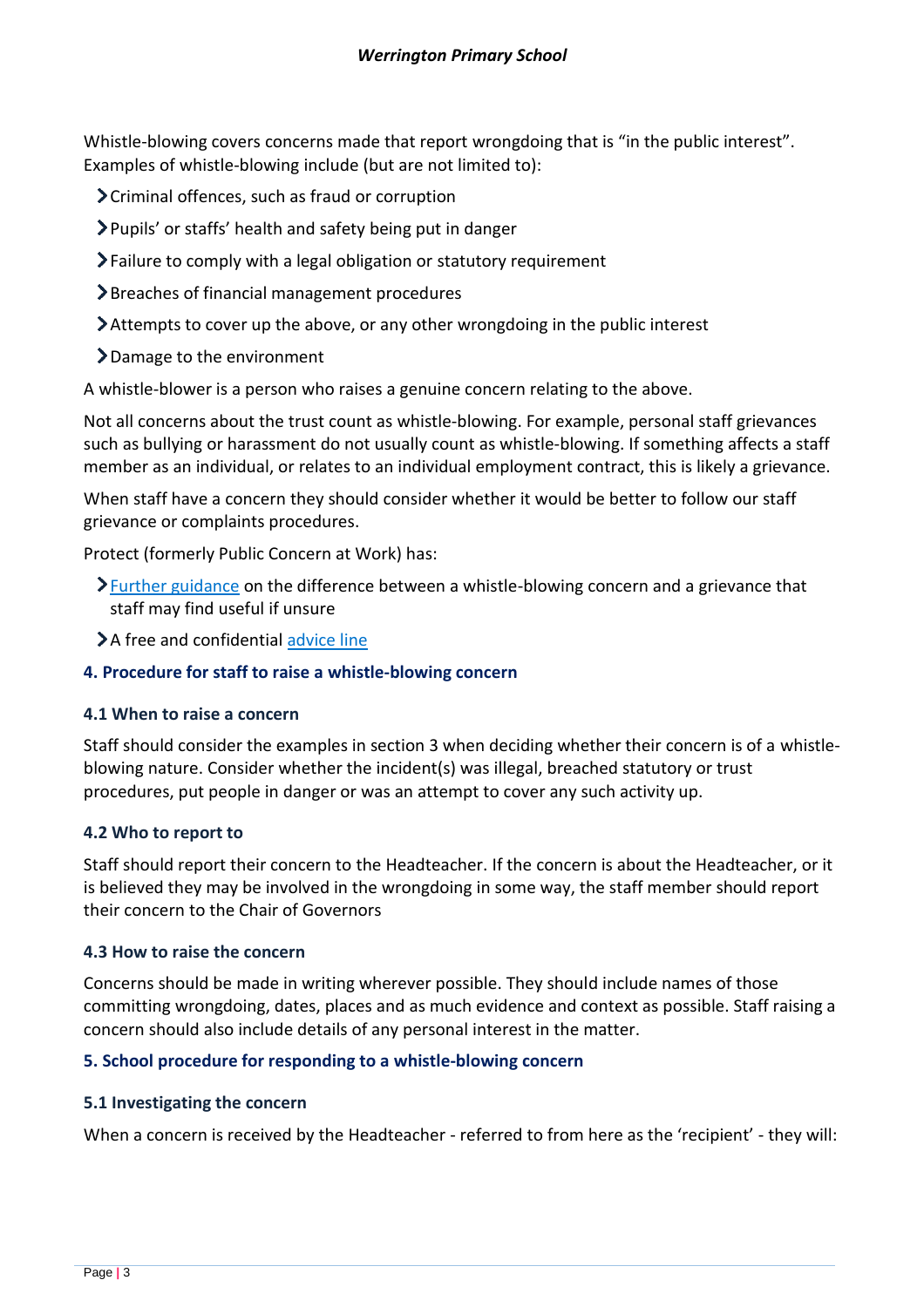Whistle-blowing covers concerns made that report wrongdoing that is "in the public interest". Examples of whistle-blowing include (but are not limited to):

- Criminal offences, such as fraud or corruption
- Pupils' or staffs' health and safety being put in danger
- Failure to comply with a legal obligation or statutory requirement
- Breaches of financial management procedures
- Attempts to cover up the above, or any other wrongdoing in the public interest
- Damage to the environment

A whistle-blower is a person who raises a genuine concern relating to the above.

Not all concerns about the trust count as whistle-blowing. For example, personal staff grievances such as bullying or harassment do not usually count as whistle-blowing. If something affects a staff member as an individual, or relates to an individual employment contract, this is likely a grievance.

When staff have a concern they should consider whether it would be better to follow our staff grievance or complaints procedures.

Protect (formerly Public Concern at Work) has:

- Further guidance on the difference between a whistle-blowing concern and a grievance that staff may find useful if unsure
- A free and confidential advice line

## 4. Procedure for staff to raise a whistle-blowing concern

### 4.1 When to raise a concern

Staff should consider the examples in section 3 when deciding whether their concern is of a whistle-blowing nature. Consider whether the incident(s) was illegal, breached statutory or trust procedures, put people in danger or was an attempt to cover any such activity up.

### 4.2 Who to report to

Staff should report their concern to the Headteacher. If the concern is about the Headteacher, or it is believed they may be involved in the wrongdoing in some way, the staff member should report their concern to the Chair of Governors

### 4.3 How to raise the concern

Concerns should be made in writing wherever possible. They should include names of those committing wrongdoing, dates, places and as much evidence and context as possible. Staff raising a concern should also include details of any personal interest in the matter.

## 5. School procedure for responding to a whistle-blowing concern

### 5.1 Investigating the concern

When a concern is received by the Headteacher - referred to from here as the 'recipient' - they will: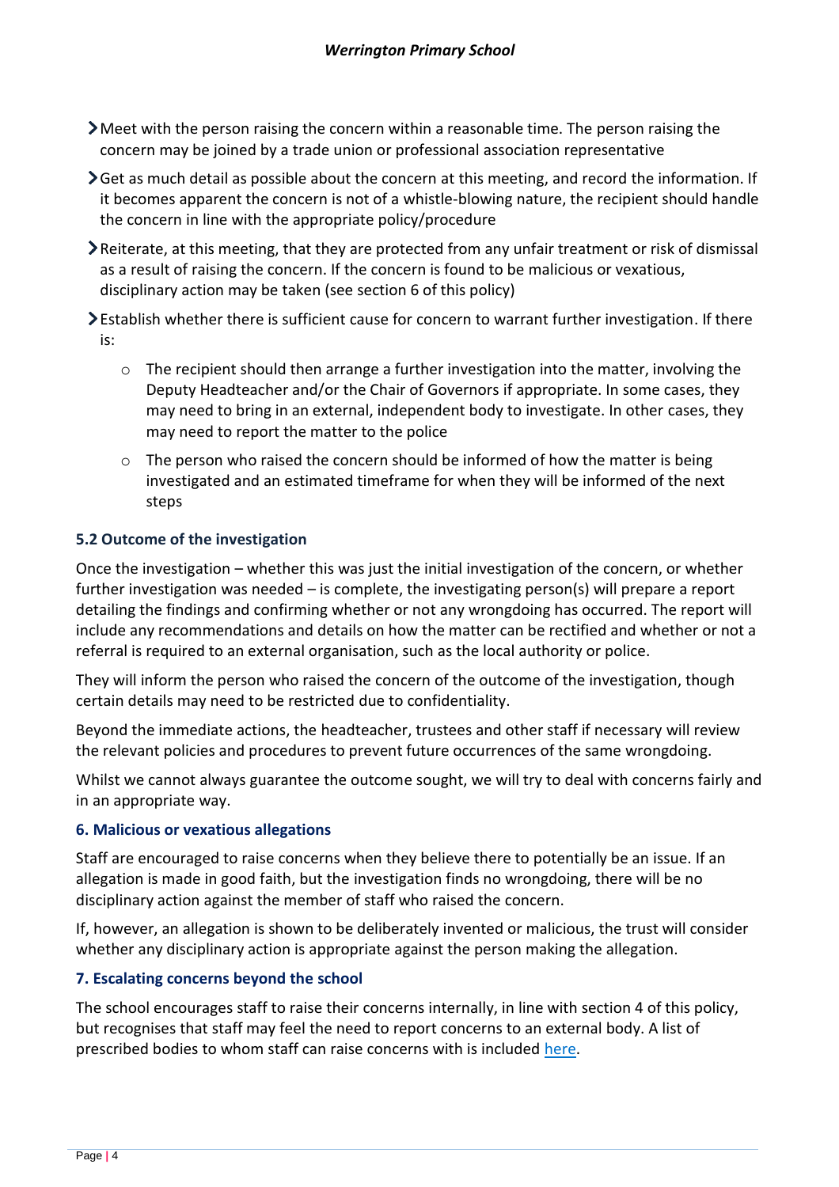- Meet with the person raising the concern within a reasonable time. The person raising the concern may be joined by a trade union or professional association representative
- Get as much detail as possible about the concern at this meeting, and record the information. If it becomes apparent the concern is not of a whistle-blowing nature, the recipient should handle the concern in line with the appropriate policy/procedure
- Reiterate, at this meeting, that they are protected from any unfair treatment or risk of dismissal as a result of raising the concern. If the concern is found to be malicious or vexatious, disciplinary action may be taken (see section 6 of this policy)
- Establish whether there is sufficient cause for concern to warrant further investigation. If there is:
    - The recipient should then arrange a further investigation into the matter, involving the Deputy Headteacher and/or the Chair of Governors if appropriate. In some cases, they may need to bring in an external, independent body to investigate. In other cases, they may need to report the matter to the police
    - The person who raised the concern should be informed of how the matter is being investigated and an estimated timeframe for when they will be informed of the next steps

### 5.2 Outcome of the investigation

Once the investigation – whether this was just the initial investigation of the concern, or whether further investigation was needed – is complete, the investigating person(s) will prepare a report detailing the findings and confirming whether or not any wrongdoing has occurred. The report will include any recommendations and details on how the matter can be rectified and whether or not a referral is required to an external organisation, such as the local authority or police.

They will inform the person who raised the concern of the outcome of the investigation, though certain details may need to be restricted due to confidentiality.

Beyond the immediate actions, the headteacher, trustees and other staff if necessary will review the relevant policies and procedures to prevent future occurrences of the same wrongdoing.

Whilst we cannot always guarantee the outcome sought, we will try to deal with concerns fairly and in an appropriate way.

## 6. Malicious or vexatious allegations

Staff are encouraged to raise concerns when they believe there to potentially be an issue. If an allegation is made in good faith, but the investigation finds no wrongdoing, there will be no disciplinary action against the member of staff who raised the concern.

If, however, an allegation is shown to be deliberately invented or malicious, the trust will consider whether any disciplinary action is appropriate against the person making the allegation.

## 7. Escalating concerns beyond the school

The school encourages staff to raise their concerns internally, in line with section 4 of this policy, but recognises that staff may feel the need to report concerns to an external body. A list of prescribed bodies to whom staff can raise concerns with is included here.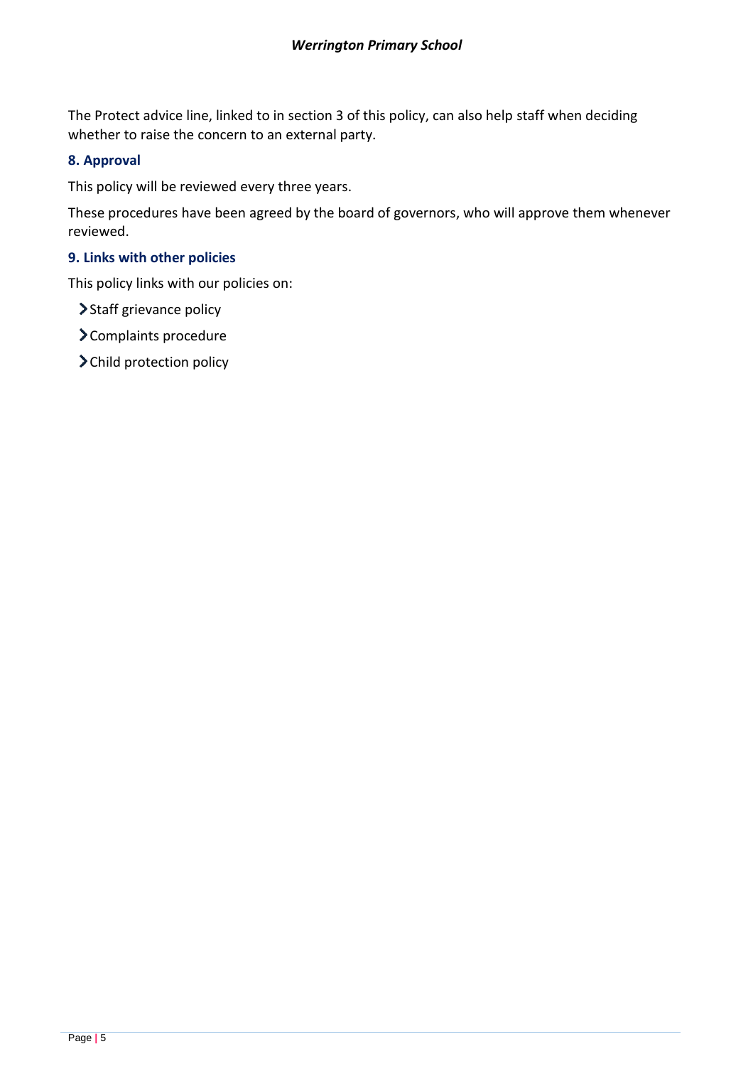The Protect advice line, linked to in section 3 of this policy, can also help staff when deciding whether to raise the concern to an external party.

### 8. Approval

This policy will be reviewed every three years.

These procedures have been agreed by the board of governors, who will approve them whenever reviewed.

### 9. Links with other policies

This policy links with our policies on:

- Staff grievance policy
- Complaints procedure
- Child protection policy